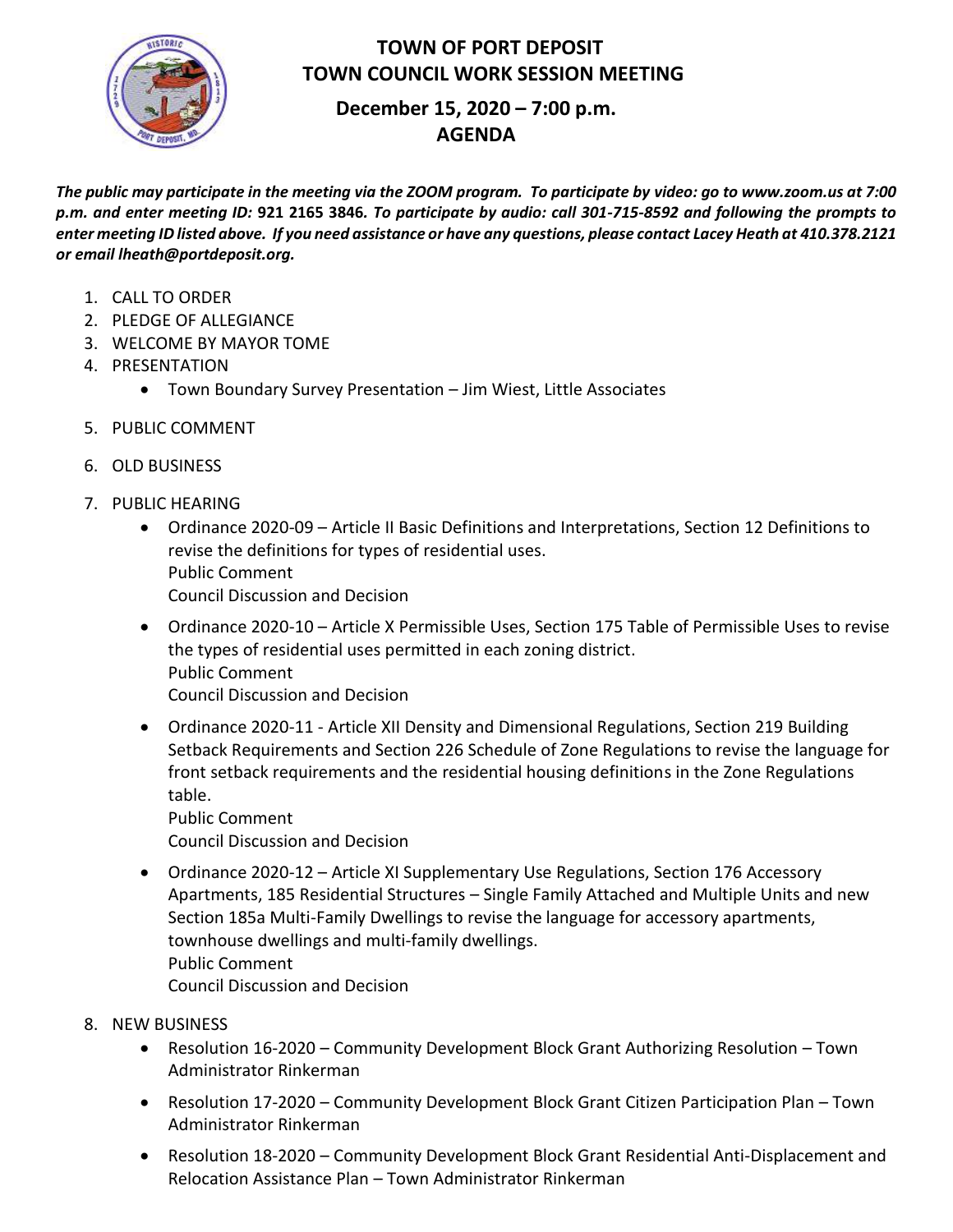# TOWN OF PORT DEPOSIT
## TOWN COUNCIL WORK SESSION MEETING
### December 15, 2020 – 7:00 p.m.
### AGENDA

***The public may participate in the meeting via the ZOOM program. To participate by video: go to www.zoom.us at 7:00 p.m. and enter meeting ID:* 921 2165 3846*. To participate by audio: call 301-715-8592 and following the prompts to enter meeting ID listed above. If you need assistance or have any questions, please contact Lacey Heath at 410.378.2121 or email lheath@portdeposit.org.***

1. CALL TO ORDER
2. PLEDGE OF ALLEGIANCE
3. WELCOME BY MAYOR TOME
4. PRESENTATION
   - Town Boundary Survey Presentation – Jim Wiest, Little Associates
5. PUBLIC COMMENT
6. OLD BUSINESS
7. PUBLIC HEARING
   - Ordinance 2020-09 – Article II Basic Definitions and Interpretations, Section 12 Definitions to revise the definitions for types of residential uses.  
     Public Comment  
     Council Discussion and Decision
   - Ordinance 2020-10 – Article X Permissible Uses, Section 175 Table of Permissible Uses to revise the types of residential uses permitted in each zoning district.  
     Public Comment  
     Council Discussion and Decision
   - Ordinance 2020-11 - Article XII Density and Dimensional Regulations, Section 219 Building Setback Requirements and Section 226 Schedule of Zone Regulations to revise the language for front setback requirements and the residential housing definitions in the Zone Regulations table.  
     Public Comment  
     Council Discussion and Decision
   - Ordinance 2020-12 – Article XI Supplementary Use Regulations, Section 176 Accessory Apartments, 185 Residential Structures – Single Family Attached and Multiple Units and new Section 185a Multi-Family Dwellings to revise the language for accessory apartments, townhouse dwellings and multi-family dwellings.  
     Public Comment  
     Council Discussion and Decision
8. NEW BUSINESS
   - Resolution 16-2020 – Community Development Block Grant Authorizing Resolution – Town Administrator Rinkerman
   - Resolution 17-2020 – Community Development Block Grant Citizen Participation Plan – Town Administrator Rinkerman
   - Resolution 18-2020 – Community Development Block Grant Residential Anti-Displacement and Relocation Assistance Plan – Town Administrator Rinkerman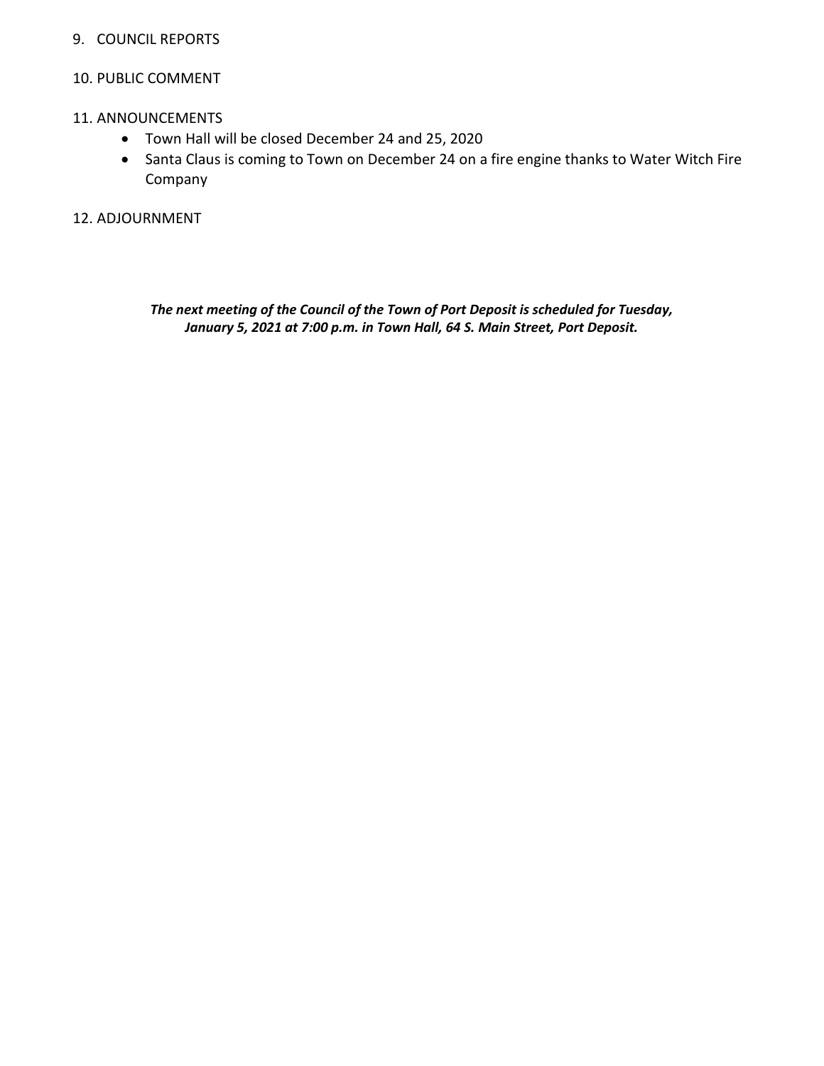9. COUNCIL REPORTS

10. PUBLIC COMMENT

11. ANNOUNCEMENTS
    - Town Hall will be closed December 24 and 25, 2020
    - Santa Claus is coming to Town on December 24 on a fire engine thanks to Water Witch Fire Company

12. ADJOURNMENT

***The next meeting of the Council of the Town of Port Deposit is scheduled for Tuesday, January 5, 2021 at 7:00 p.m. in Town Hall, 64 S. Main Street, Port Deposit.***